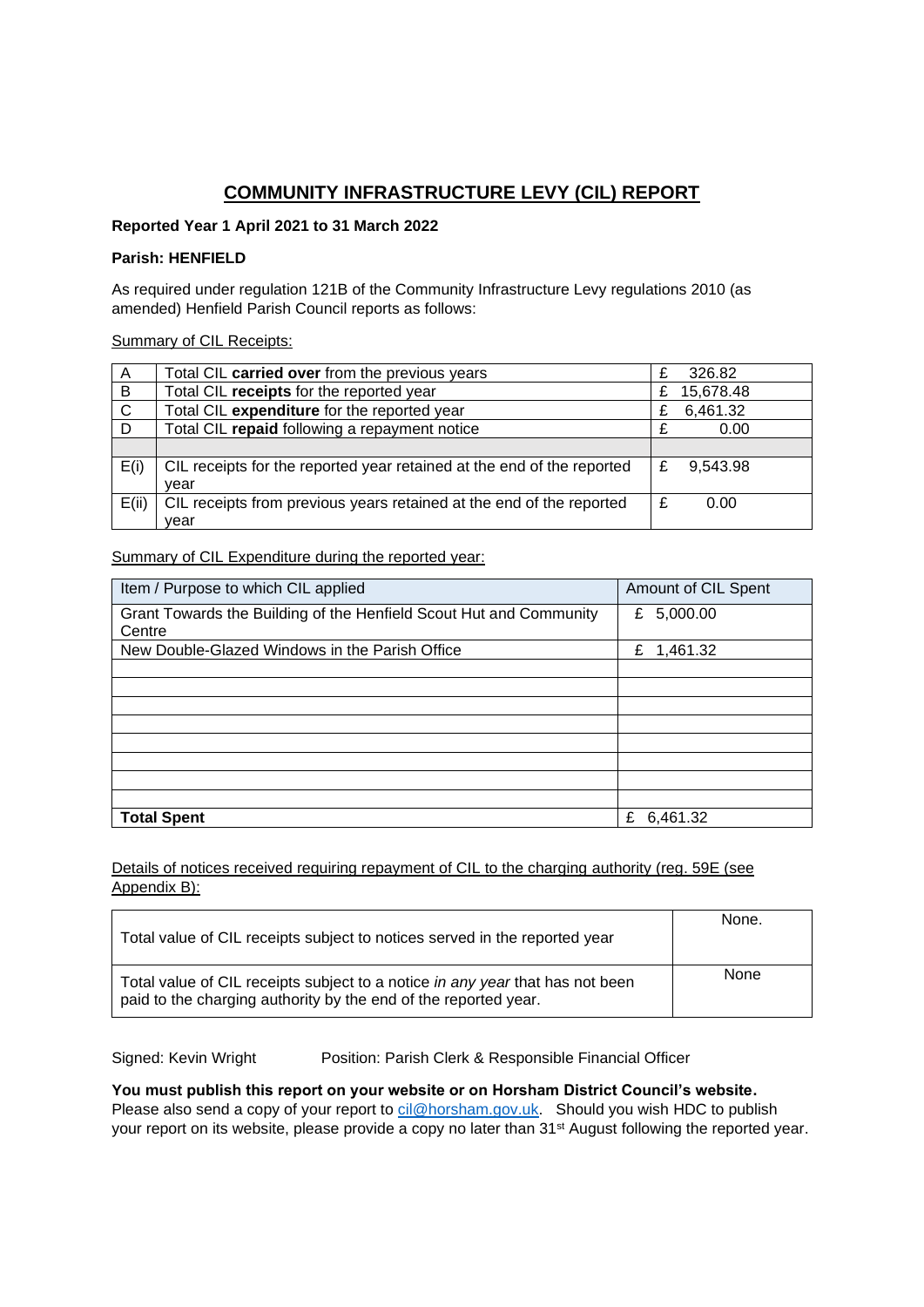# COMMUNITY INFRASTRUCTURE LEVY (CIL) REPORT

**Reported Year 1 April 2021 to 31 March 2022**

**Parish: HENFIELD**

As required under regulation 121B of the Community Infrastructure Levy regulations 2010 (as amended) Henfield Parish Council reports as follows:

Summary of CIL Receipts:

| | | |
|---|---|---|
| A | Total CIL **carried over** from the previous years | £ 326.82 |
| B | Total CIL **receipts** for the reported year | £ 15,678.48 |
| C | Total CIL **expenditure** for the reported year | £ 6,461.32 |
| D | Total CIL **repaid** following a repayment notice | £ 0.00 |
| | | |
| E(i) | CIL receipts for the reported year retained at the end of the reported year | £ 9,543.98 |
| E(ii) | CIL receipts from previous years retained at the end of the reported year | £ 0.00 |

Summary of CIL Expenditure during the reported year:

| Item / Purpose to which CIL applied | Amount of CIL Spent |
|---|---|
| Grant Towards the Building of the Henfield Scout Hut and Community Centre | £ 5,000.00 |
| New Double-Glazed Windows in the Parish Office | £ 1,461.32 |
| | |
| | |
| | |
| | |
| | |
| | |
| | |
| | |
| **Total Spent** | £ 6,461.32 |

Details of notices received requiring repayment of CIL to the charging authority (reg. 59E (see Appendix B):

| | |
|---|---|
| Total value of CIL receipts subject to notices served in the reported year | None. |
| Total value of CIL receipts subject to a notice *in any year* that has not been paid to the charging authority by the end of the reported year. | None |

Signed: Kevin Wright Position: Parish Clerk & Responsible Financial Officer

**You must publish this report on your website or on Horsham District Council's website.**
Please also send a copy of your report to cil@horsham.gov.uk. Should you wish HDC to publish your report on its website, please provide a copy no later than 31st August following the reported year.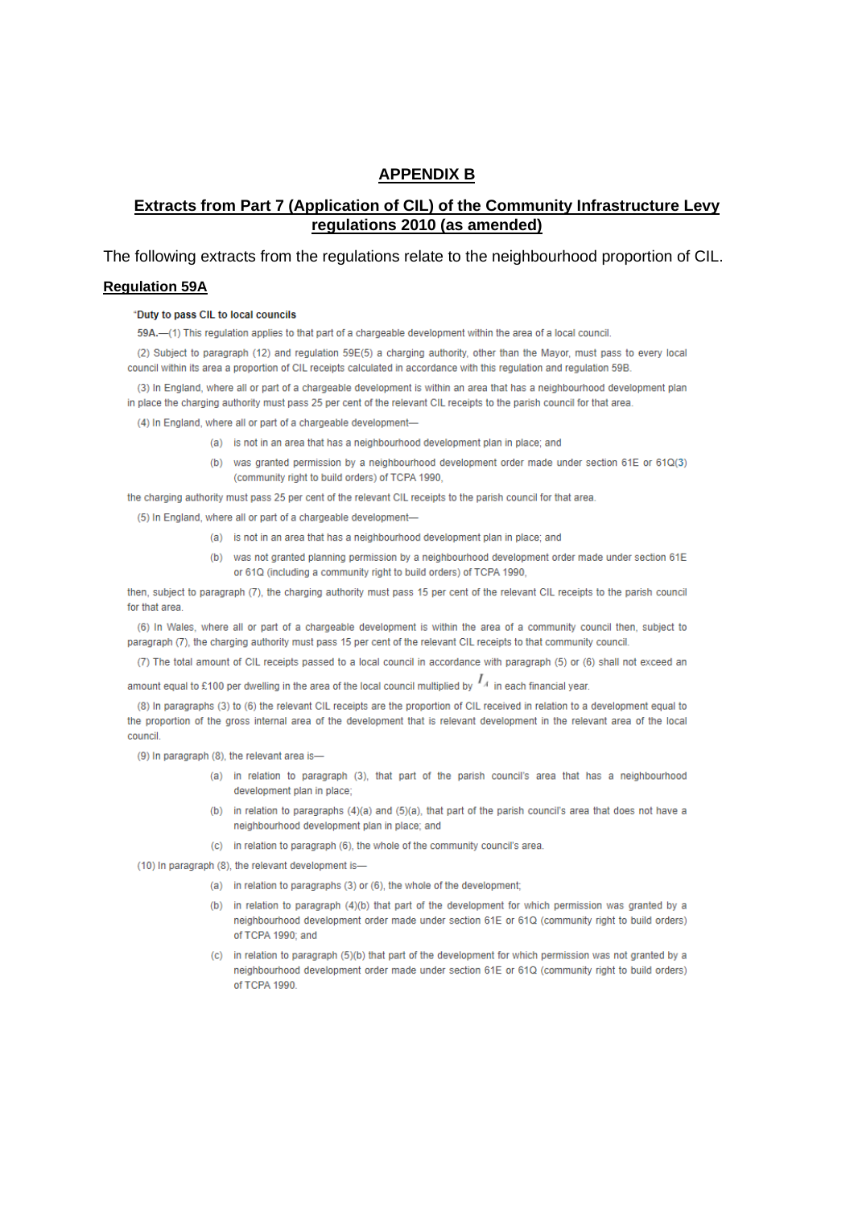## APPENDIX B

## Extracts from Part 7 (Application of CIL) of the Community Infrastructure Levy regulations 2010 (as amended)

The following extracts from the regulations relate to the neighbourhood proportion of CIL.

### Regulation 59A

"**Duty to pass CIL to local councils**

**59A.**—(1) This regulation applies to that part of a chargeable development within the area of a local council.

(2) Subject to paragraph (12) and regulation 59E(5) a charging authority, other than the Mayor, must pass to every local council within its area a proportion of CIL receipts calculated in accordance with this regulation and regulation 59B.

(3) In England, where all or part of a chargeable development is within an area that has a neighbourhood development plan in place the charging authority must pass 25 per cent of the relevant CIL receipts to the parish council for that area.

(4) In England, where all or part of a chargeable development—

(a) is not in an area that has a neighbourhood development plan in place; and

(b) was granted permission by a neighbourhood development order made under section 61E or 61Q(3) (community right to build orders) of TCPA 1990,

the charging authority must pass 25 per cent of the relevant CIL receipts to the parish council for that area.

(5) In England, where all or part of a chargeable development—

(a) is not in an area that has a neighbourhood development plan in place; and

(b) was not granted planning permission by a neighbourhood development order made under section 61E or 61Q (including a community right to build orders) of TCPA 1990,

then, subject to paragraph (7), the charging authority must pass 15 per cent of the relevant CIL receipts to the parish council for that area.

(6) In Wales, where all or part of a chargeable development is within the area of a community council then, subject to paragraph (7), the charging authority must pass 15 per cent of the relevant CIL receipts to that community council.

(7) The total amount of CIL receipts passed to a local council in accordance with paragraph (5) or (6) shall not exceed an amount equal to £100 per dwelling in the area of the local council multiplied by $I_A$ in each financial year.

(8) In paragraphs (3) to (6) the relevant CIL receipts are the proportion of CIL received in relation to a development equal to the proportion of the gross internal area of the development that is relevant development in the relevant area of the local council.

(9) In paragraph (8), the relevant area is—

(a) in relation to paragraph (3), that part of the parish council's area that has a neighbourhood development plan in place;

(b) in relation to paragraphs (4)(a) and (5)(a), that part of the parish council's area that does not have a neighbourhood development plan in place; and

(c) in relation to paragraph (6), the whole of the community council's area.

(10) In paragraph (8), the relevant development is—

(a) in relation to paragraphs (3) or (6), the whole of the development;

(b) in relation to paragraph (4)(b) that part of the development for which permission was granted by a neighbourhood development order made under section 61E or 61Q (community right to build orders) of TCPA 1990; and

(c) in relation to paragraph (5)(b) that part of the development for which permission was not granted by a neighbourhood development order made under section 61E or 61Q (community right to build orders) of TCPA 1990.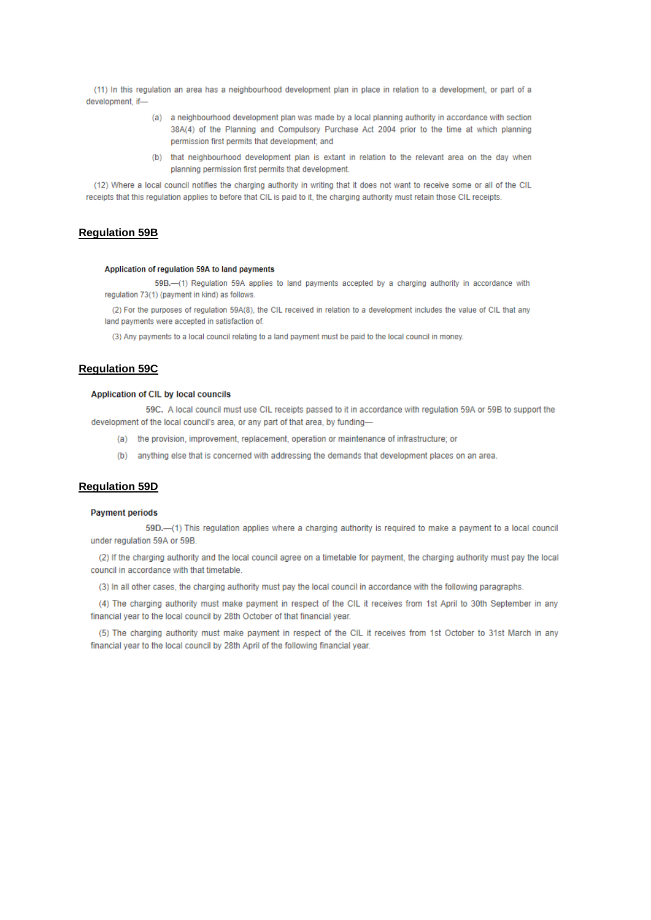(11) In this regulation an area has a neighbourhood development plan in place in relation to a development, or part of a development, if—

(a) a neighbourhood development plan was made by a local planning authority in accordance with section 38A(4) of the Planning and Compulsory Purchase Act 2004 prior to the time at which planning permission first permits that development; and

(b) that neighbourhood development plan is extant in relation to the relevant area on the day when planning permission first permits that development.

(12) Where a local council notifies the charging authority in writing that it does not want to receive some or all of the CIL receipts that this regulation applies to before that CIL is paid to it, the charging authority must retain those CIL receipts.

## Regulation 59B

**Application of regulation 59A to land payments**

**59B.**—(1) Regulation 59A applies to land payments accepted by a charging authority in accordance with regulation 73(1) (payment in kind) as follows.

(2) For the purposes of regulation 59A(8), the CIL received in relation to a development includes the value of CIL that any land payments were accepted in satisfaction of.

(3) Any payments to a local council relating to a land payment must be paid to the local council in money.

## Regulation 59C

**Application of CIL by local councils**

**59C.** A local council must use CIL receipts passed to it in accordance with regulation 59A or 59B to support the development of the local council's area, or any part of that area, by funding—

(a) the provision, improvement, replacement, operation or maintenance of infrastructure; or

(b) anything else that is concerned with addressing the demands that development places on an area.

## Regulation 59D

**Payment periods**

**59D.**—(1) This regulation applies where a charging authority is required to make a payment to a local council under regulation 59A or 59B.

(2) If the charging authority and the local council agree on a timetable for payment, the charging authority must pay the local council in accordance with that timetable.

(3) In all other cases, the charging authority must pay the local council in accordance with the following paragraphs.

(4) The charging authority must make payment in respect of the CIL it receives from 1st April to 30th September in any financial year to the local council by 28th October of that financial year.

(5) The charging authority must make payment in respect of the CIL it receives from 1st October to 31st March in any financial year to the local council by 28th April of the following financial year.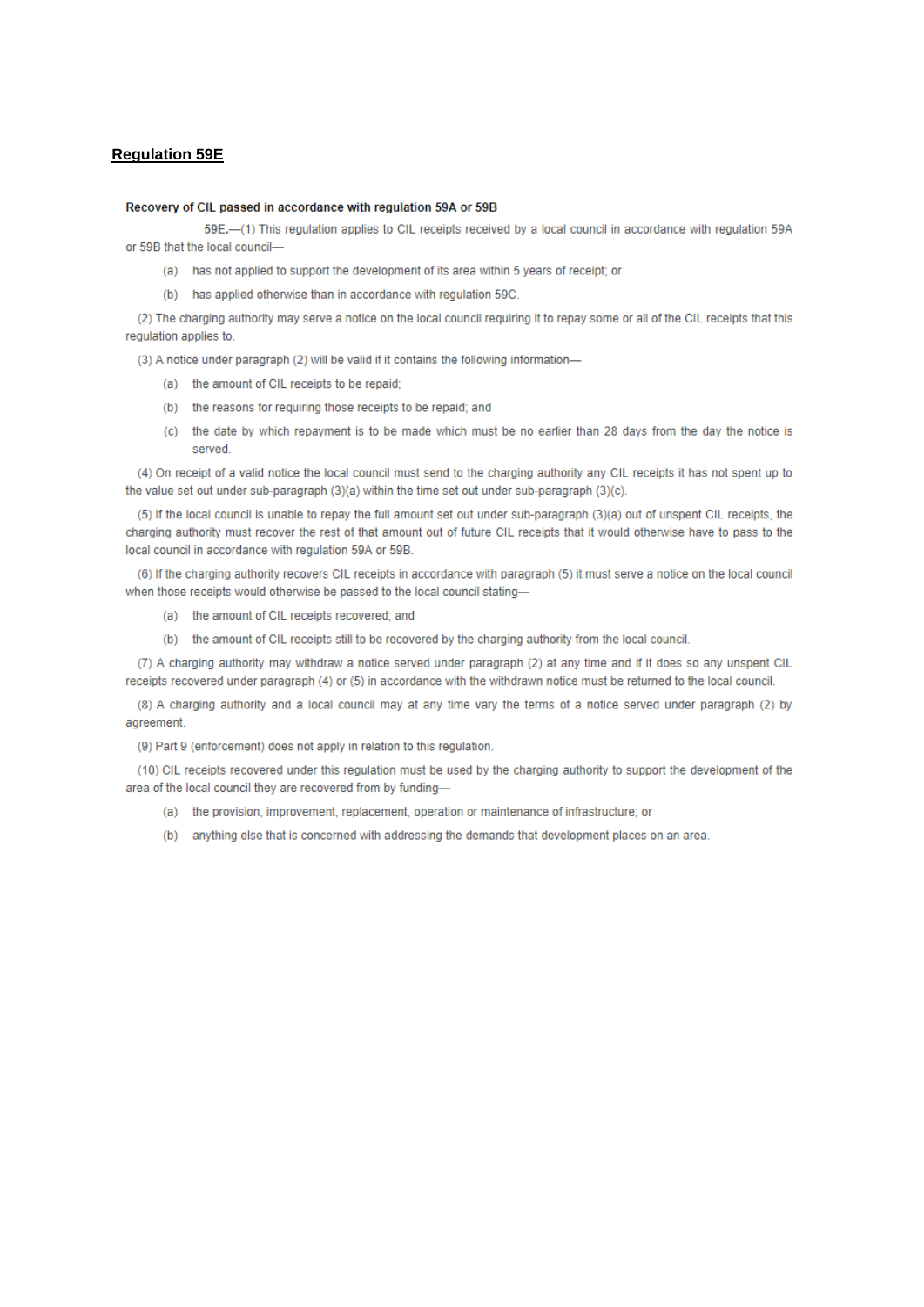## Regulation 59E

**Recovery of CIL passed in accordance with regulation 59A or 59B**

**59E.**—(1) This regulation applies to CIL receipts received by a local council in accordance with regulation 59A or 59B that the local council—

(a) has not applied to support the development of its area within 5 years of receipt; or

(b) has applied otherwise than in accordance with regulation 59C.

(2) The charging authority may serve a notice on the local council requiring it to repay some or all of the CIL receipts that this regulation applies to.

(3) A notice under paragraph (2) will be valid if it contains the following information—

(a) the amount of CIL receipts to be repaid;

(b) the reasons for requiring those receipts to be repaid; and

(c) the date by which repayment is to be made which must be no earlier than 28 days from the day the notice is served.

(4) On receipt of a valid notice the local council must send to the charging authority any CIL receipts it has not spent up to the value set out under sub-paragraph (3)(a) within the time set out under sub-paragraph (3)(c).

(5) If the local council is unable to repay the full amount set out under sub-paragraph (3)(a) out of unspent CIL receipts, the charging authority must recover the rest of that amount out of future CIL receipts that it would otherwise have to pass to the local council in accordance with regulation 59A or 59B.

(6) If the charging authority recovers CIL receipts in accordance with paragraph (5) it must serve a notice on the local council when those receipts would otherwise be passed to the local council stating—

(a) the amount of CIL receipts recovered; and

(b) the amount of CIL receipts still to be recovered by the charging authority from the local council.

(7) A charging authority may withdraw a notice served under paragraph (2) at any time and if it does so any unspent CIL receipts recovered under paragraph (4) or (5) in accordance with the withdrawn notice must be returned to the local council.

(8) A charging authority and a local council may at any time vary the terms of a notice served under paragraph (2) by agreement.

(9) Part 9 (enforcement) does not apply in relation to this regulation.

(10) CIL receipts recovered under this regulation must be used by the charging authority to support the development of the area of the local council they are recovered from by funding—

(a) the provision, improvement, replacement, operation or maintenance of infrastructure; or

(b) anything else that is concerned with addressing the demands that development places on an area.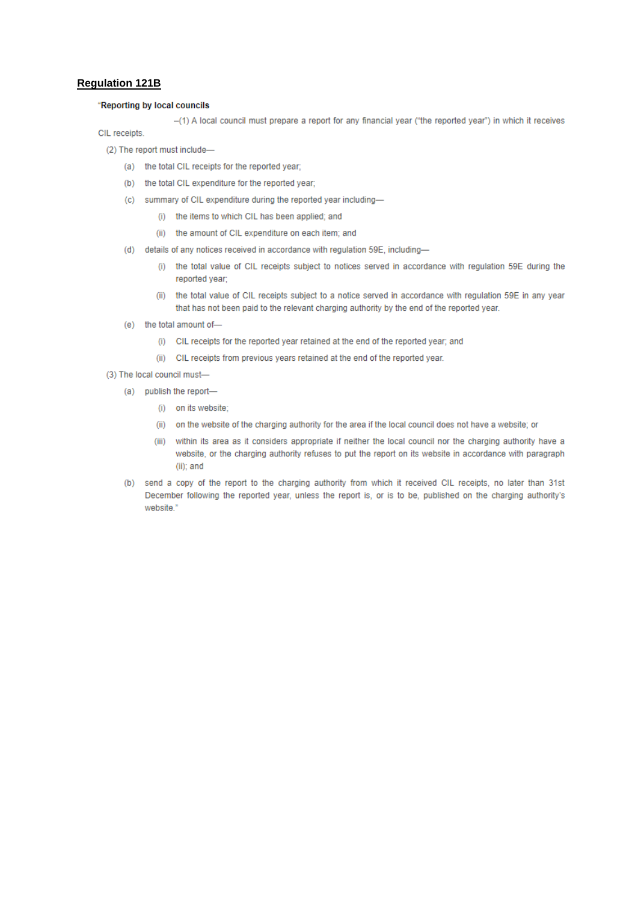## Regulation 121B

"**Reporting by local councils**

—(1) A local council must prepare a report for any financial year ("the reported year") in which it receives CIL receipts.

(2) The report must include—

(a) the total CIL receipts for the reported year;

(b) the total CIL expenditure for the reported year;

(c) summary of CIL expenditure during the reported year including—

(i) the items to which CIL has been applied; and

(ii) the amount of CIL expenditure on each item; and

(d) details of any notices received in accordance with regulation 59E, including—

(i) the total value of CIL receipts subject to notices served in accordance with regulation 59E during the reported year;

(ii) the total value of CIL receipts subject to a notice served in accordance with regulation 59E in any year that has not been paid to the relevant charging authority by the end of the reported year.

(e) the total amount of—

(i) CIL receipts for the reported year retained at the end of the reported year; and

(ii) CIL receipts from previous years retained at the end of the reported year.

(3) The local council must—

(a) publish the report—

(i) on its website;

(ii) on the website of the charging authority for the area if the local council does not have a website; or

(iii) within its area as it considers appropriate if neither the local council nor the charging authority have a website, or the charging authority refuses to put the report on its website in accordance with paragraph (ii); and

(b) send a copy of the report to the charging authority from which it received CIL receipts, no later than 31st December following the reported year, unless the report is, or is to be, published on the charging authority's website."